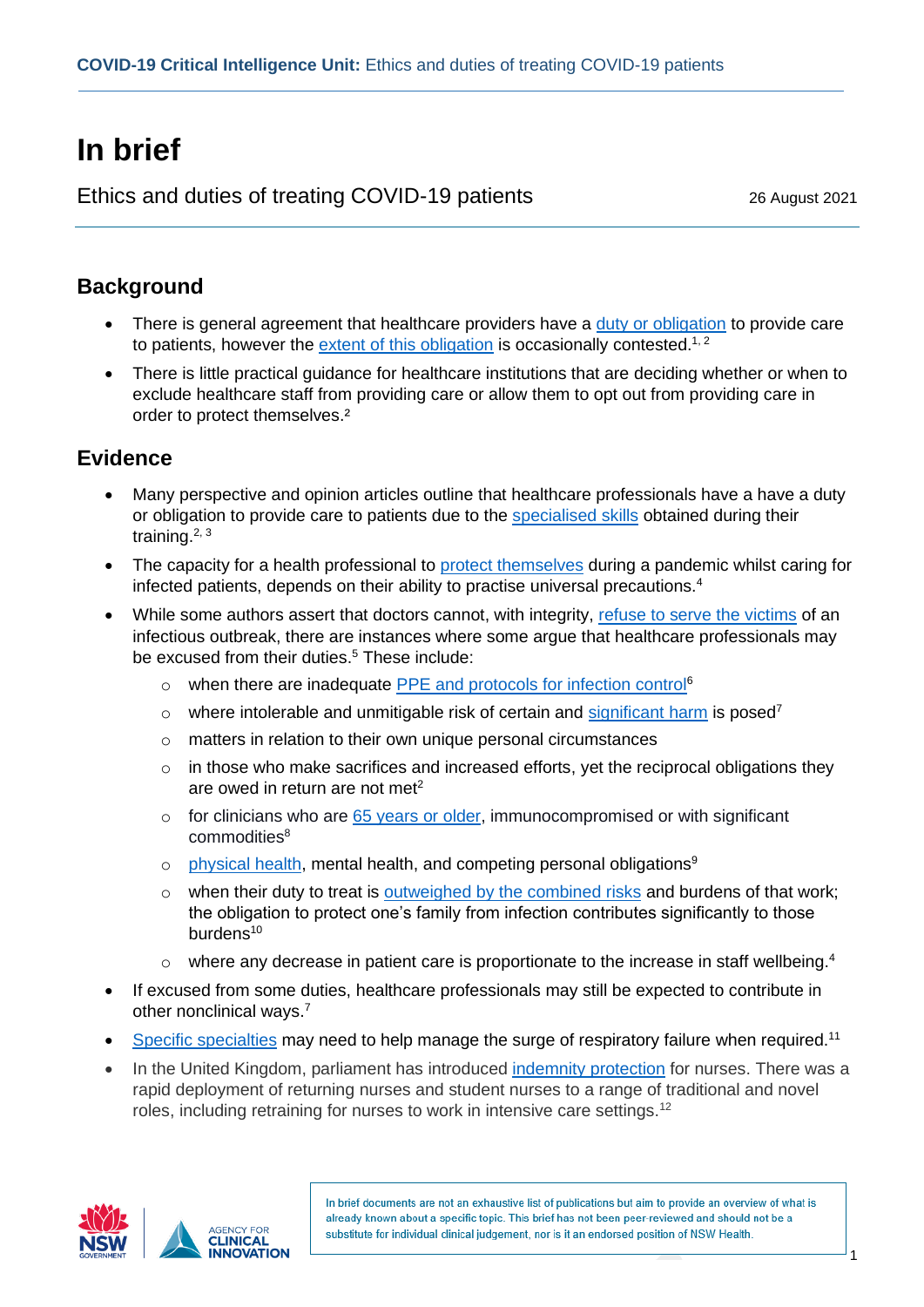# In brief

Ethics and duties of treating COVID-19 patients

26 August 2021

## Background

- There is general agreement that healthcare providers have a duty or obligation to provide care to patients, however the extent of this obligation is occasionally contested.[1, 2]
- There is little practical guidance for healthcare institutions that are deciding whether or when to exclude healthcare staff from providing care or allow them to opt out from providing care in order to protect themselves.[2]

## Evidence

- Many perspective and opinion articles outline that healthcare professionals have a have a duty or obligation to provide care to patients due to the specialised skills obtained during their training.[2, 3]
- The capacity for a health professional to protect themselves during a pandemic whilst caring for infected patients, depends on their ability to practise universal precautions.[4]
- While some authors assert that doctors cannot, with integrity, refuse to serve the victims of an infectious outbreak, there are instances where some argue that healthcare professionals may be excused from their duties.[5] These include:
  - when there are inadequate PPE and protocols for infection control[6]
  - where intolerable and unmitigable risk of certain and significant harm is posed[7]
  - matters in relation to their own unique personal circumstances
  - in those who make sacrifices and increased efforts, yet the reciprocal obligations they are owed in return are not met[2]
  - for clinicians who are 65 years or older, immunocompromised or with significant commodities[8]
  - physical health, mental health, and competing personal obligations[9]
  - when their duty to treat is outweighed by the combined risks and burdens of that work; the obligation to protect one's family from infection contributes significantly to those burdens[10]
  - where any decrease in patient care is proportionate to the increase in staff wellbeing.[4]
- If excused from some duties, healthcare professionals may still be expected to contribute in other nonclinical ways.[7]
- Specific specialties may need to help manage the surge of respiratory failure when required.[11]
- In the United Kingdom, parliament has introduced indemnity protection for nurses. There was a rapid deployment of returning nurses and student nurses to a range of traditional and novel roles, including retraining for nurses to work in intensive care settings.[12]

In brief documents are not an exhaustive list of publications but aim to provide an overview of what is already known about a specific topic. This brief has not been peer-reviewed and should not be a substitute for individual clinical judgement, nor is it an endorsed position of NSW Health.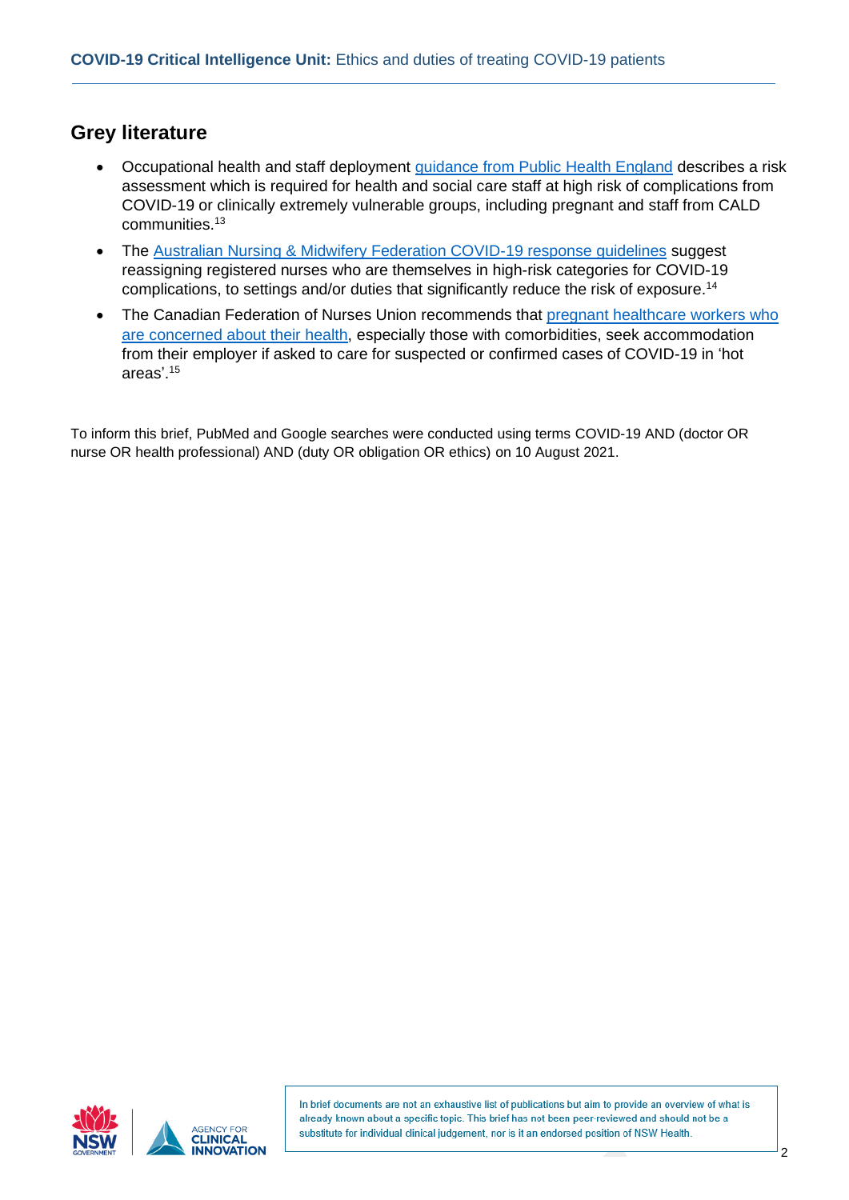## Grey literature

- Occupational health and staff deployment guidance from Public Health England describes a risk assessment which is required for health and social care staff at high risk of complications from COVID-19 or clinically extremely vulnerable groups, including pregnant and staff from CALD communities.[13]
- The Australian Nursing & Midwifery Federation COVID-19 response guidelines suggest reassigning registered nurses who are themselves in high-risk categories for COVID-19 complications, to settings and/or duties that significantly reduce the risk of exposure.[14]
- The Canadian Federation of Nurses Union recommends that pregnant healthcare workers who are concerned about their health, especially those with comorbidities, seek accommodation from their employer if asked to care for suspected or confirmed cases of COVID-19 in 'hot areas'.[15]

To inform this brief, PubMed and Google searches were conducted using terms COVID-19 AND (doctor OR nurse OR health professional) AND (duty OR obligation OR ethics) on 10 August 2021.

In brief documents are not an exhaustive list of publications but aim to provide an overview of what is already known about a specific topic. This brief has not been peer-reviewed and should not be a substitute for individual clinical judgement, nor is it an endorsed position of NSW Health.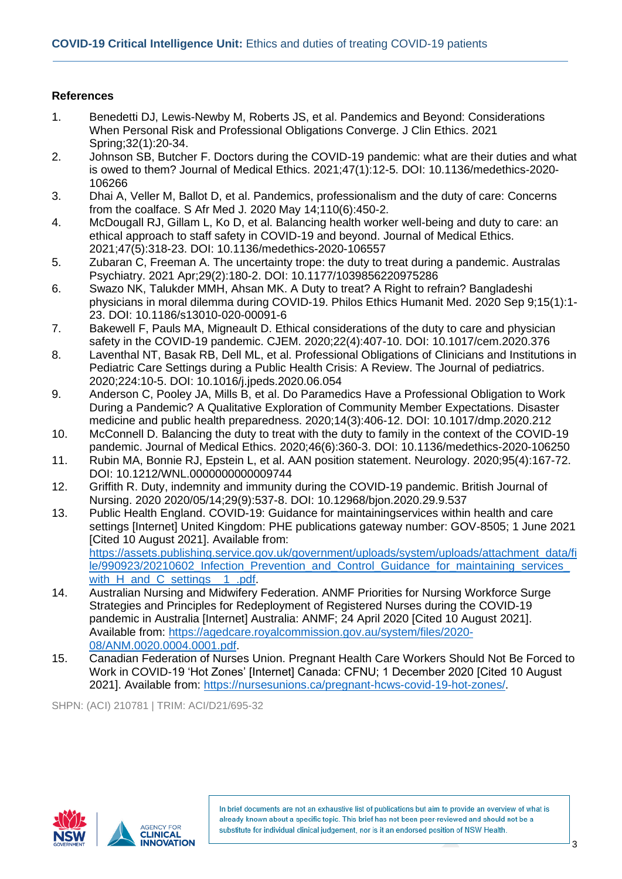## References

1. Benedetti DJ, Lewis-Newby M, Roberts JS, et al. Pandemics and Beyond: Considerations When Personal Risk and Professional Obligations Converge. J Clin Ethics. 2021 Spring;32(1):20-34.
2. Johnson SB, Butcher F. Doctors during the COVID-19 pandemic: what are their duties and what is owed to them? Journal of Medical Ethics. 2021;47(1):12-5. DOI: 10.1136/medethics-2020-106266
3. Dhai A, Veller M, Ballot D, et al. Pandemics, professionalism and the duty of care: Concerns from the coalface. S Afr Med J. 2020 May 14;110(6):450-2.
4. McDougall RJ, Gillam L, Ko D, et al. Balancing health worker well-being and duty to care: an ethical approach to staff safety in COVID-19 and beyond. Journal of Medical Ethics. 2021;47(5):318-23. DOI: 10.1136/medethics-2020-106557
5. Zubaran C, Freeman A. The uncertainty trope: the duty to treat during a pandemic. Australas Psychiatry. 2021 Apr;29(2):180-2. DOI: 10.1177/1039856220975286
6. Swazo NK, Talukder MMH, Ahsan MK. A Duty to treat? A Right to refrain? Bangladeshi physicians in moral dilemma during COVID-19. Philos Ethics Humanit Med. 2020 Sep 9;15(1):1-23. DOI: 10.1186/s13010-020-00091-6
7. Bakewell F, Pauls MA, Migneault D. Ethical considerations of the duty to care and physician safety in the COVID-19 pandemic. CJEM. 2020;22(4):407-10. DOI: 10.1017/cem.2020.376
8. Laventhal NT, Basak RB, Dell ML, et al. Professional Obligations of Clinicians and Institutions in Pediatric Care Settings during a Public Health Crisis: A Review. The Journal of pediatrics. 2020;224:10-5. DOI: 10.1016/j.jpeds.2020.06.054
9. Anderson C, Pooley JA, Mills B, et al. Do Paramedics Have a Professional Obligation to Work During a Pandemic? A Qualitative Exploration of Community Member Expectations. Disaster medicine and public health preparedness. 2020;14(3):406-12. DOI: 10.1017/dmp.2020.212
10. McConnell D. Balancing the duty to treat with the duty to family in the context of the COVID-19 pandemic. Journal of Medical Ethics. 2020;46(6):360-3. DOI: 10.1136/medethics-2020-106250
11. Rubin MA, Bonnie RJ, Epstein L, et al. AAN position statement. Neurology. 2020;95(4):167-72. DOI: 10.1212/WNL.0000000000009744
12. Griffith R. Duty, indemnity and immunity during the COVID-19 pandemic. British Journal of Nursing. 2020 2020/05/14;29(9):537-8. DOI: 10.12968/bjon.2020.29.9.537
13. Public Health England. COVID-19: Guidance for maintainingservices within health and care settings [Internet] United Kingdom: PHE publications gateway number: GOV-8505; 1 June 2021 [Cited 10 August 2021]. Available from: [https://assets.publishing.service.gov.uk/government/uploads/system/uploads/attachment_data/file/990923/20210602_Infection_Prevention_and_Control_Guidance_for_maintaining_services_with_H_and_C_settings__1_.pdf](https://assets.publishing.service.gov.uk/government/uploads/system/uploads/attachment_data/file/990923/20210602_Infection_Prevention_and_Control_Guidance_for_maintaining_services_with_H_and_C_settings__1_.pdf).
14. Australian Nursing and Midwifery Federation. ANMF Priorities for Nursing Workforce Surge Strategies and Principles for Redeployment of Registered Nurses during the COVID-19 pandemic in Australia [Internet] Australia: ANMF; 24 April 2020 [Cited 10 August 2021]. Available from: [https://agedcare.royalcommission.gov.au/system/files/2020-08/ANM.0020.0004.0001.pdf](https://agedcare.royalcommission.gov.au/system/files/2020-08/ANM.0020.0004.0001.pdf).
15. Canadian Federation of Nurses Union. Pregnant Health Care Workers Should Not Be Forced to Work in COVID-19 'Hot Zones' [Internet] Canada: CFNU; 1 December 2020 [Cited 10 August 2021]. Available from: [https://nursesunions.ca/pregnant-hcws-covid-19-hot-zones/](https://nursesunions.ca/pregnant-hcws-covid-19-hot-zones/).

SHPN: (ACI) 210781 | TRIM: ACI/D21/695-32

In brief documents are not an exhaustive list of publications but aim to provide an overview of what is already known about a specific topic. This brief has not been peer-reviewed and should not be a substitute for individual clinical judgement, nor is it an endorsed position of NSW Health.